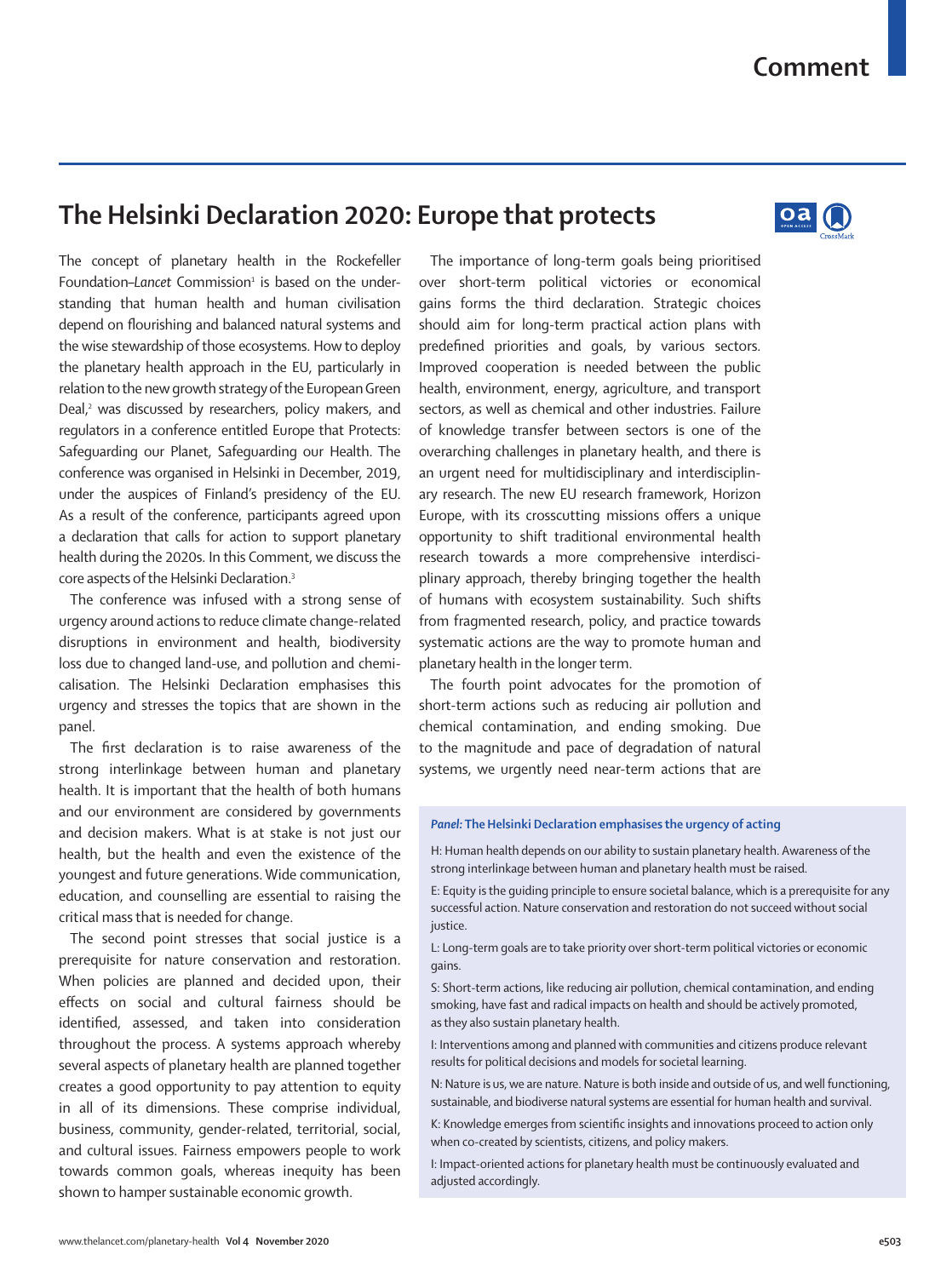# The Helsinki Declaration 2020: Europe that protects

The concept of planetary health in the Rockefeller Foundation–*Lancet* Commission[1] is based on the understanding that human health and human civilisation depend on flourishing and balanced natural systems and the wise stewardship of those ecosystems. How to deploy the planetary health approach in the EU, particularly in relation to the new growth strategy of the European Green Deal,[2] was discussed by researchers, policy makers, and regulators in a conference entitled Europe that Protects: Safeguarding our Planet, Safeguarding our Health. The conference was organised in Helsinki in December, 2019, under the auspices of Finland's presidency of the EU. As a result of the conference, participants agreed upon a declaration that calls for action to support planetary health during the 2020s. In this Comment, we discuss the core aspects of the Helsinki Declaration.[3]

The conference was infused with a strong sense of urgency around actions to reduce climate change-related disruptions in environment and health, biodiversity loss due to changed land-use, and pollution and chemicalisation. The Helsinki Declaration emphasises this urgency and stresses the topics that are shown in the panel.

The first declaration is to raise awareness of the strong interlinkage between human and planetary health. It is important that the health of both humans and our environment are considered by governments and decision makers. What is at stake is not just our health, but the health and even the existence of the youngest and future generations. Wide communication, education, and counselling are essential to raising the critical mass that is needed for change.

The second point stresses that social justice is a prerequisite for nature conservation and restoration. When policies are planned and decided upon, their effects on social and cultural fairness should be identified, assessed, and taken into consideration throughout the process. A systems approach whereby several aspects of planetary health are planned together creates a good opportunity to pay attention to equity in all of its dimensions. These comprise individual, business, community, gender-related, territorial, social, and cultural issues. Fairness empowers people to work towards common goals, whereas inequity has been shown to hamper sustainable economic growth.

The importance of long-term goals being prioritised over short-term political victories or economical gains forms the third declaration. Strategic choices should aim for long-term practical action plans with predefined priorities and goals, by various sectors. Improved cooperation is needed between the public health, environment, energy, agriculture, and transport sectors, as well as chemical and other industries. Failure of knowledge transfer between sectors is one of the overarching challenges in planetary health, and there is an urgent need for multidisciplinary and interdisciplinary research. The new EU research framework, Horizon Europe, with its crosscutting missions offers a unique opportunity to shift traditional environmental health research towards a more comprehensive interdisciplinary approach, thereby bringing together the health of humans with ecosystem sustainability. Such shifts from fragmented research, policy, and practice towards systematic actions are the way to promote human and planetary health in the longer term.

The fourth point advocates for the promotion of short-term actions such as reducing air pollution and chemical contamination, and ending smoking. Due to the magnitude and pace of degradation of natural systems, we urgently need near-term actions that are

***Panel:* The Helsinki Declaration emphasises the urgency of acting**

H: Human health depends on our ability to sustain planetary health. Awareness of the strong interlinkage between human and planetary health must be raised.

E: Equity is the guiding principle to ensure societal balance, which is a prerequisite for any successful action. Nature conservation and restoration do not succeed without social justice.

L: Long-term goals are to take priority over short-term political victories or economic gains.

S: Short-term actions, like reducing air pollution, chemical contamination, and ending smoking, have fast and radical impacts on health and should be actively promoted, as they also sustain planetary health.

I: Interventions among and planned with communities and citizens produce relevant results for political decisions and models for societal learning.

N: Nature is us, we are nature. Nature is both inside and outside of us, and well functioning, sustainable, and biodiverse natural systems are essential for human health and survival.

K: Knowledge emerges from scientific insights and innovations proceed to action only when co-created by scientists, citizens, and policy makers.

I: Impact-oriented actions for planetary health must be continuously evaluated and adjusted accordingly.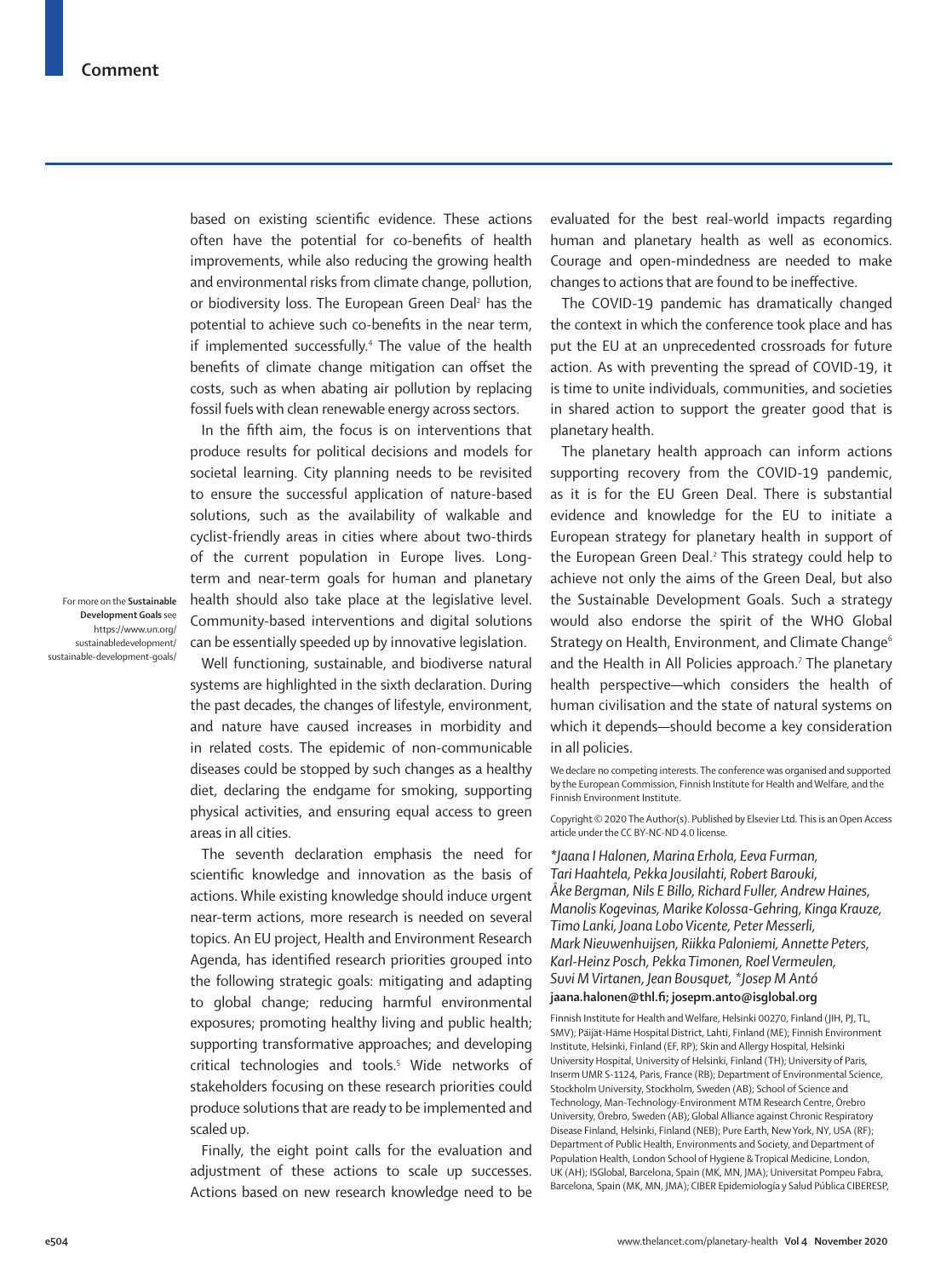based on existing scientific evidence. These actions often have the potential for co-benefits of health improvements, while also reducing the growing health and environmental risks from climate change, pollution, or biodiversity loss. The European Green Deal[2] has the potential to achieve such co-benefits in the near term, if implemented successfully.[4] The value of the health benefits of climate change mitigation can offset the costs, such as when abating air pollution by replacing fossil fuels with clean renewable energy across sectors.

In the fifth aim, the focus is on interventions that produce results for political decisions and models for societal learning. City planning needs to be revisited to ensure the successful application of nature-based solutions, such as the availability of walkable and cyclist-friendly areas in cities where about two-thirds of the current population in Europe lives. Long-term and near-term goals for human and planetary health should also take place at the legislative level. Community-based interventions and digital solutions can be essentially speeded up by innovative legislation.

For more on the **Sustainable Development Goals** see https://www.un.org/sustainabledevelopment/sustainable-development-goals/

Well functioning, sustainable, and biodiverse natural systems are highlighted in the sixth declaration. During the past decades, the changes of lifestyle, environment, and nature have caused increases in morbidity and in related costs. The epidemic of non-communicable diseases could be stopped by such changes as a healthy diet, declaring the endgame for smoking, supporting physical activities, and ensuring equal access to green areas in all cities.

The seventh declaration emphasis the need for scientific knowledge and innovation as the basis of actions. While existing knowledge should induce urgent near-term actions, more research is needed on several topics. An EU project, Health and Environment Research Agenda, has identified research priorities grouped into the following strategic goals: mitigating and adapting to global change; reducing harmful environmental exposures; promoting healthy living and public health; supporting transformative approaches; and developing critical technologies and tools.[5] Wide networks of stakeholders focusing on these research priorities could produce solutions that are ready to be implemented and scaled up.

Finally, the eight point calls for the evaluation and adjustment of these actions to scale up successes. Actions based on new research knowledge need to be evaluated for the best real-world impacts regarding human and planetary health as well as economics. Courage and open-mindedness are needed to make changes to actions that are found to be ineffective.

The COVID-19 pandemic has dramatically changed the context in which the conference took place and has put the EU at an unprecedented crossroads for future action. As with preventing the spread of COVID-19, it is time to unite individuals, communities, and societies in shared action to support the greater good that is planetary health.

The planetary health approach can inform actions supporting recovery from the COVID-19 pandemic, as it is for the EU Green Deal. There is substantial evidence and knowledge for the EU to initiate a European strategy for planetary health in support of the European Green Deal.[2] This strategy could help to achieve not only the aims of the Green Deal, but also the Sustainable Development Goals. Such a strategy would also endorse the spirit of the WHO Global Strategy on Health, Environment, and Climate Change[6] and the Health in All Policies approach.[7] The planetary health perspective—which considers the health of human civilisation and the state of natural systems on which it depends—should become a key consideration in all policies.

We declare no competing interests. The conference was organised and supported by the European Commission, Finnish Institute for Health and Welfare, and the Finnish Environment Institute.

Copyright © 2020 The Author(s). Published by Elsevier Ltd. This is an Open Access article under the CC BY-NC-ND 4.0 license.

*\*Jaana I Halonen, Marina Erhola, Eeva Furman, Tari Haahtela, Pekka Jousilahti, Robert Barouki, Åke Bergman, Nils E Billo, Richard Fuller, Andrew Haines, Manolis Kogevinas, Marike Kolossa-Gehring, Kinga Krauze, Timo Lanki, Joana Lobo Vicente, Peter Messerli, Mark Nieuwenhuijsen, Riikka Paloniemi, Annette Peters, Karl-Heinz Posch, Pekka Timonen, Roel Vermeulen, Suvi M Virtanen, Jean Bousquet, \*Josep M Antó*
**jaana.halonen@thl.fi; josepm.anto@isglobal.org**

Finnish Institute for Health and Welfare, Helsinki 00270, Finland (JIH, PJ, TL, SMV); Päijät-Häme Hospital District, Lahti, Finland (ME); Finnish Environment Institute, Helsinki, Finland (EF, RP); Skin and Allergy Hospital, Helsinki University Hospital, University of Helsinki, Finland (TH); University of Paris, Inserm UMR S-1124, Paris, France (RB); Department of Environmental Science, Stockholm University, Stockholm, Sweden (AB); School of Science and Technology, Man-Technology-Environment MTM Research Centre, Örebro University, Örebro, Sweden (AB); Global Alliance against Chronic Respiratory Disease Finland, Helsinki, Finland (NEB); Pure Earth, New York, NY, USA (RF); Department of Public Health, Environments and Society, and Department of Population Health, London School of Hygiene & Tropical Medicine, London, UK (AH); ISGlobal, Barcelona, Spain (MK, MN, JMA); Universitat Pompeu Fabra, Barcelona, Spain (MK, MN, JMA); CIBER Epidemiología y Salud Pública CIBERESP,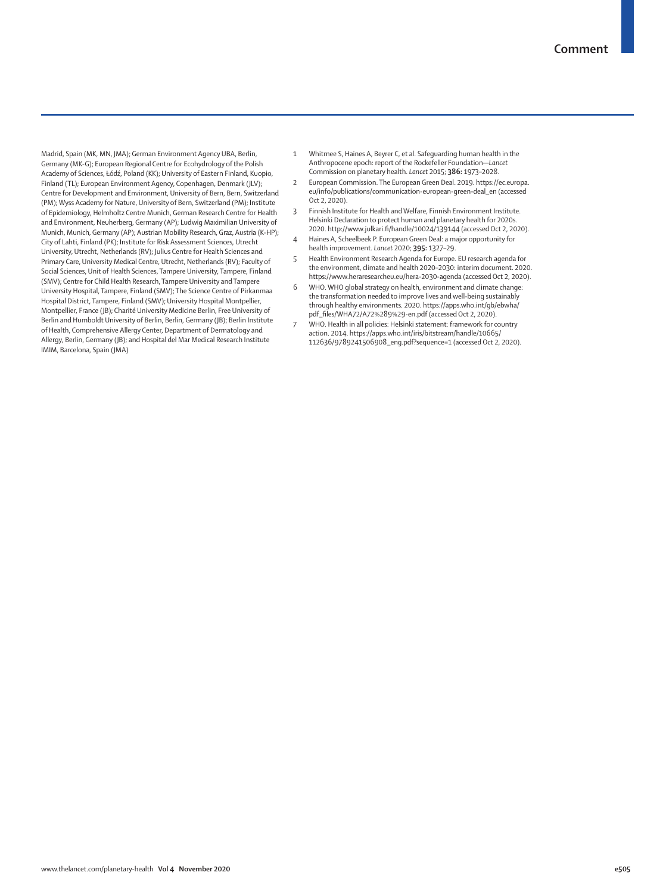Madrid, Spain (MK, MN, JMA); German Environment Agency UBA, Berlin, Germany (MK-G); European Regional Centre for Ecohydrology of the Polish Academy of Sciences, Łódź, Poland (KK); University of Eastern Finland, Kuopio, Finland (TL); European Environment Agency, Copenhagen, Denmark (JLV); Centre for Development and Environment, University of Bern, Bern, Switzerland (PM); Wyss Academy for Nature, University of Bern, Switzerland (PM); Institute of Epidemiology, Helmholtz Centre Munich, German Research Centre for Health and Environment, Neuherberg, Germany (AP); Ludwig Maximilian University of Munich, Munich, Germany (AP); Austrian Mobility Research, Graz, Austria (K-HP); City of Lahti, Finland (PK); Institute for Risk Assessment Sciences, Utrecht University, Utrecht, Netherlands (RV); Julius Centre for Health Sciences and Primary Care, University Medical Centre, Utrecht, Netherlands (RV); Faculty of Social Sciences, Unit of Health Sciences, Tampere University, Tampere, Finland (SMV); Centre for Child Health Research, Tampere University and Tampere University Hospital, Tampere, Finland (SMV); The Science Centre of Pirkanmaa Hospital District, Tampere, Finland (SMV); University Hospital Montpellier, Montpellier, France (JB); Charité University Medicine Berlin, Free University of Berlin and Humboldt University of Berlin, Berlin, Germany (JB); Berlin Institute of Health, Comprehensive Allergy Center, Department of Dermatology and Allergy, Berlin, Germany (JB); and Hospital del Mar Medical Research Institute IMIM, Barcelona, Spain (JMA)

1. Whitmee S, Haines A, Beyrer C, et al. Safeguarding human health in the Anthropocene epoch: report of the Rockefeller Foundation—*Lancet* Commission on planetary health. *Lancet* 2015; **386:** 1973–2028.
2. European Commission. The European Green Deal. 2019. https://ec.europa.eu/info/publications/communication-european-green-deal_en (accessed Oct 2, 2020).
3. Finnish Institute for Health and Welfare, Finnish Environment Institute. Helsinki Declaration to protect human and planetary health for 2020s. 2020. http://www.julkari.fi/handle/10024/139144 (accessed Oct 2, 2020).
4. Haines A, Scheelbeek P. European Green Deal: a major opportunity for health improvement. *Lancet* 2020; **395:** 1327–29.
5. Health Environment Research Agenda for Europe. EU research agenda for the environment, climate and health 2020–2030: interim document. 2020. https://www.heraresearcheu.eu/hera-2030-agenda (accessed Oct 2, 2020).
6. WHO. WHO global strategy on health, environment and climate change: the transformation needed to improve lives and well-being sustainably through healthy environments. 2020. https://apps.who.int/gb/ebwha/pdf_files/WHA72/A72%289%29-en.pdf (accessed Oct 2, 2020).
7. WHO. Health in all policies: Helsinki statement: framework for country action. 2014. https://apps.who.int/iris/bitstream/handle/10665/112636/9789241506908_eng.pdf?sequence=1 (accessed Oct 2, 2020).